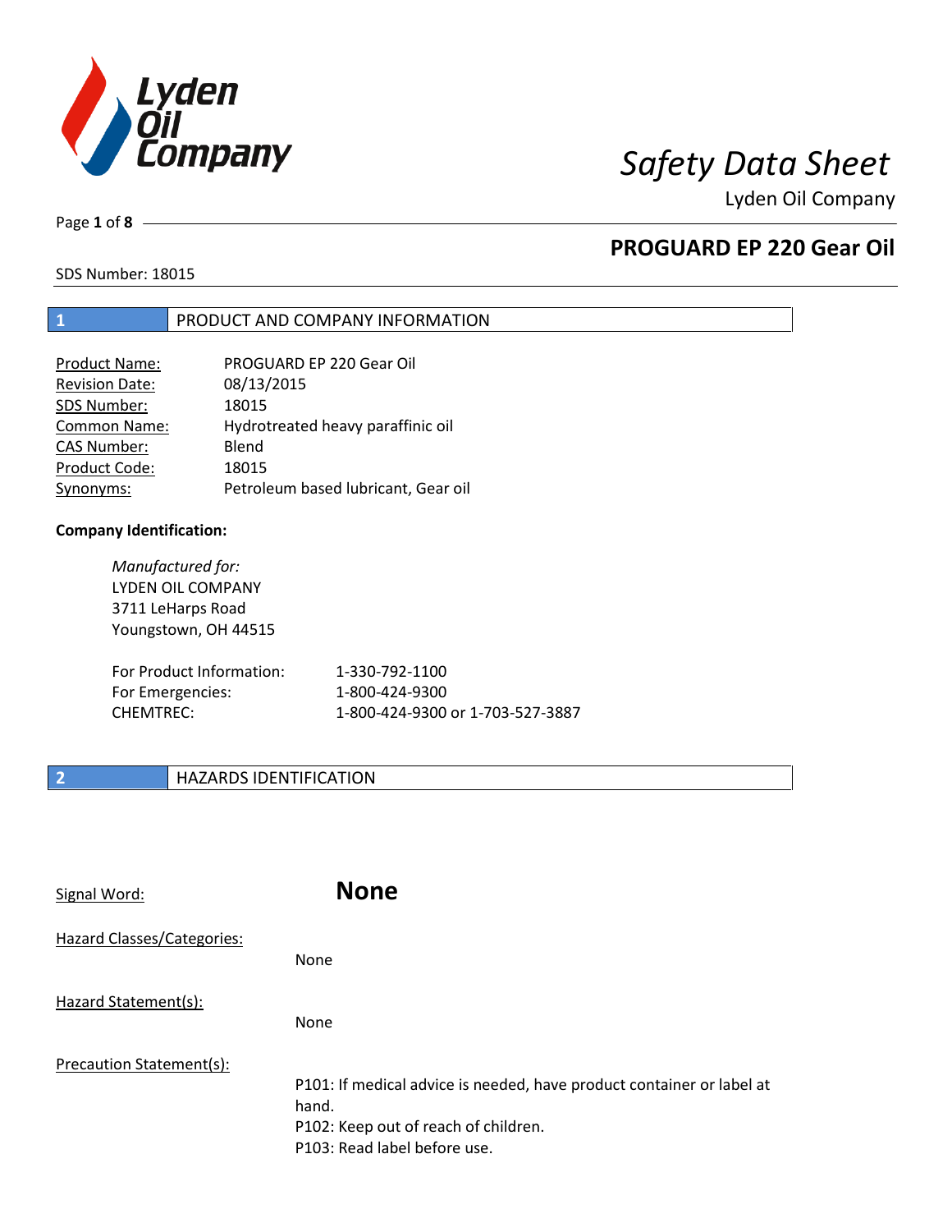# Safety Data Sheet

Lyden Oil Company

## PROGUARD EP 220 Gear Oil

SDS Number: 18015

## 1 PRODUCT AND COMPANY INFORMATION

| | |
|---|---|
| Product Name: | PROGUARD EP 220 Gear Oil |
| Revision Date: | 08/13/2015 |
| SDS Number: | 18015 |
| Common Name: | Hydrotreated heavy paraffinic oil |
| CAS Number: | Blend |
| Product Code: | 18015 |
| Synonyms: | Petroleum based lubricant, Gear oil |

**Company Identification:**

*Manufactured for:*
LYDEN OIL COMPANY
3711 LeHarps Road
Youngstown, OH 44515

| | |
|---|---|
| For Product Information: | 1-330-792-1100 |
| For Emergencies: | 1-800-424-9300 |
| CHEMTREC: | 1-800-424-9300 or 1-703-527-3887 |

## 2 HAZARDS IDENTIFICATION

Signal Word: **None**

Hazard Classes/Categories:

None

Hazard Statement(s):

None

Precaution Statement(s):

P101: If medical advice is needed, have product container or label at hand.
P102: Keep out of reach of children.
P103: Read label before use.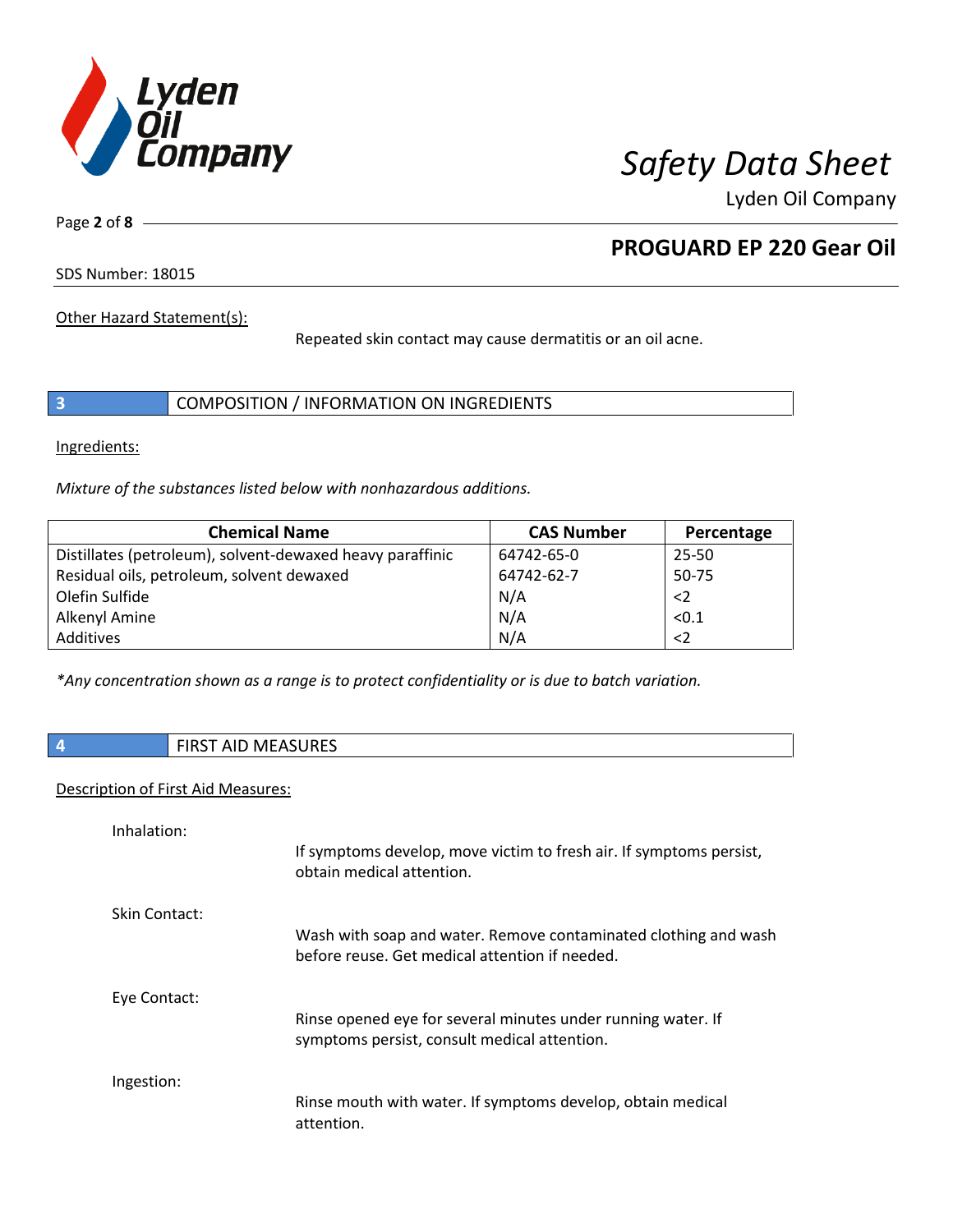Other Hazard Statement(s):

Repeated skin contact may cause dermatitis or an oil acne.

## 3 COMPOSITION / INFORMATION ON INGREDIENTS

Ingredients:

*Mixture of the substances listed below with nonhazardous additions.*

| Chemical Name | CAS Number | Percentage |
|---|---|---|
| Distillates (petroleum), solvent-dewaxed heavy paraffinic | 64742-65-0 | 25-50 |
| Residual oils, petroleum, solvent dewaxed | 64742-62-7 | 50-75 |
| Olefin Sulfide | N/A | <2 |
| Alkenyl Amine | N/A | <0.1 |
| Additives | N/A | <2 |

*\*Any concentration shown as a range is to protect confidentiality or is due to batch variation.*

## 4 FIRST AID MEASURES

Description of First Aid Measures:

Inhalation:

If symptoms develop, move victim to fresh air. If symptoms persist, obtain medical attention.

Skin Contact:

Wash with soap and water. Remove contaminated clothing and wash before reuse. Get medical attention if needed.

Eye Contact:

Rinse opened eye for several minutes under running water. If symptoms persist, consult medical attention.

Ingestion:

Rinse mouth with water. If symptoms develop, obtain medical attention.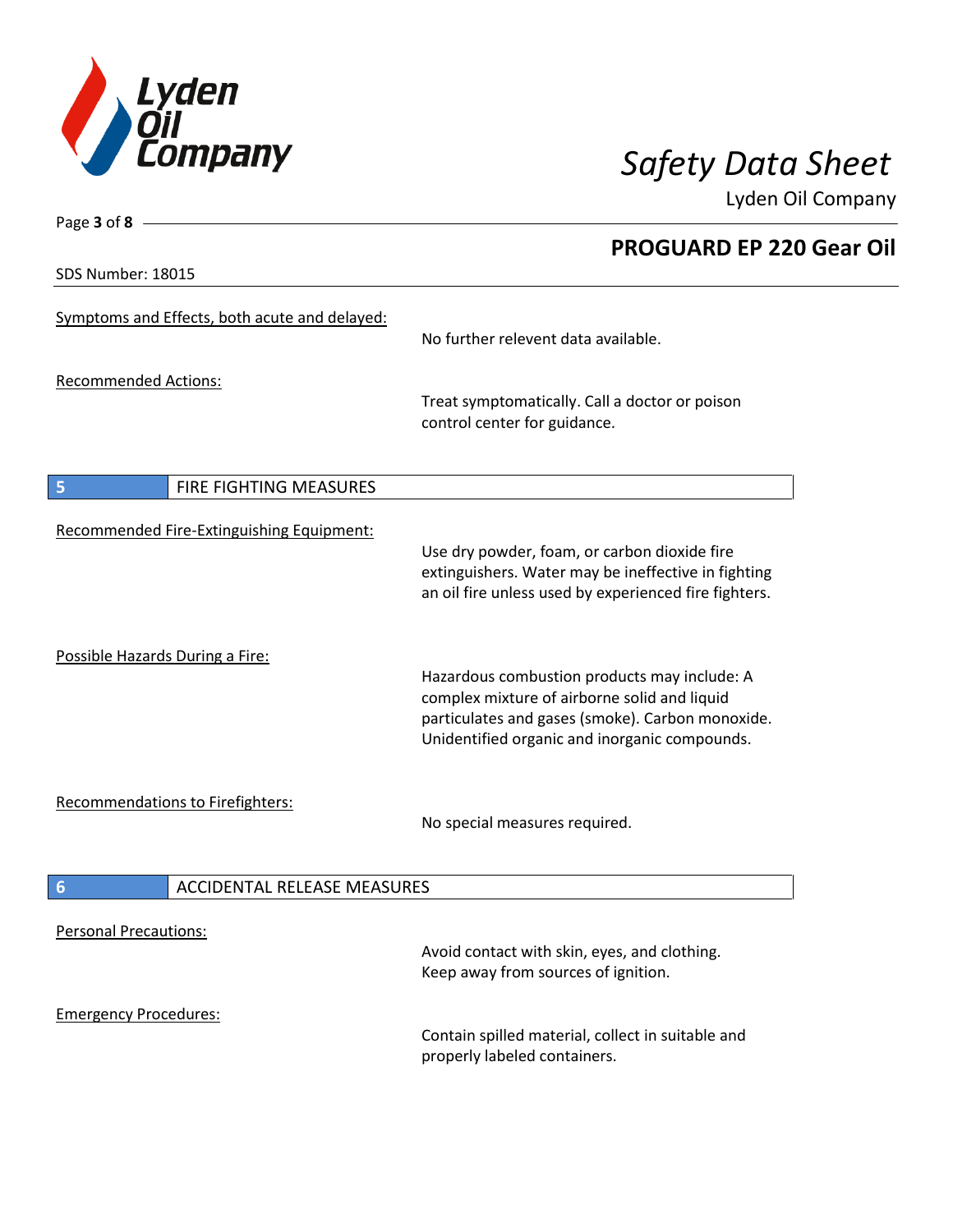Symptoms and Effects, both acute and delayed:

No further relevent data available.

Recommended Actions:

Treat symptomatically. Call a doctor or poison control center for guidance.

## 5 FIRE FIGHTING MEASURES

Recommended Fire-Extinguishing Equipment:

Use dry powder, foam, or carbon dioxide fire extinguishers. Water may be ineffective in fighting an oil fire unless used by experienced fire fighters.

Possible Hazards During a Fire:

Hazardous combustion products may include: A complex mixture of airborne solid and liquid particulates and gases (smoke). Carbon monoxide. Unidentified organic and inorganic compounds.

Recommendations to Firefighters:

No special measures required.

## 6 ACCIDENTAL RELEASE MEASURES

Personal Precautions:

Avoid contact with skin, eyes, and clothing. Keep away from sources of ignition.

Emergency Procedures:

Contain spilled material, collect in suitable and properly labeled containers.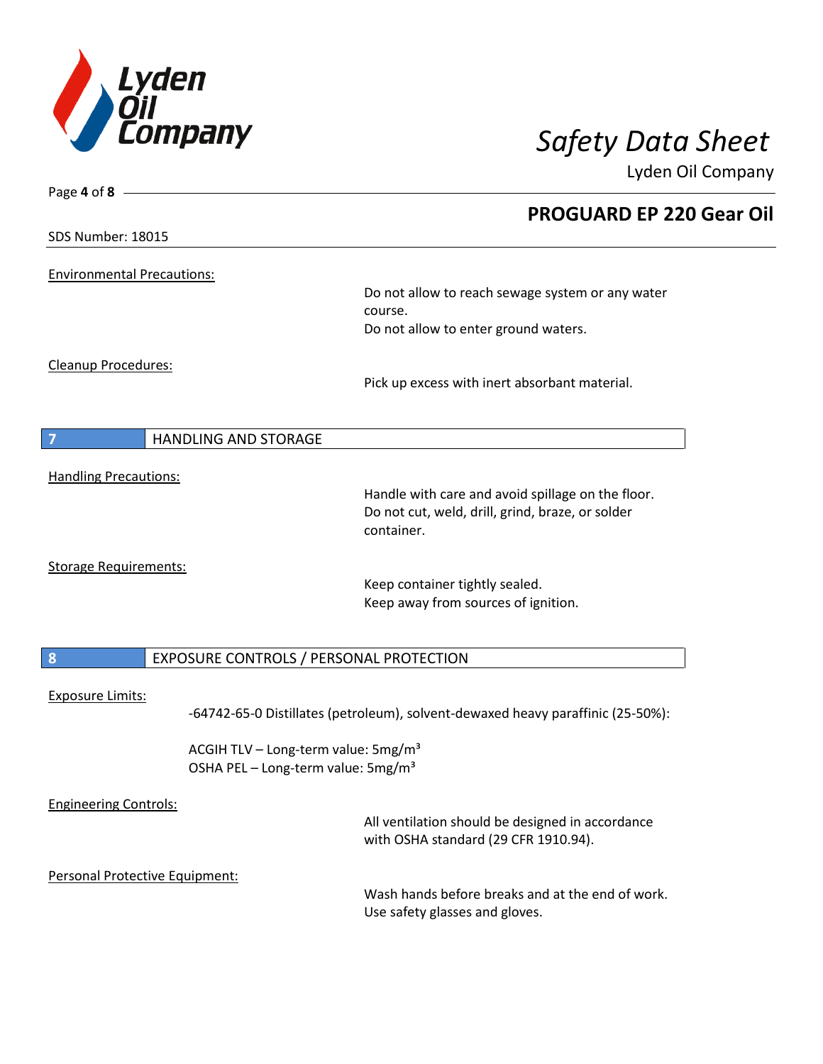SDS Number: 18015

**PROGUARD EP 220 Gear Oil**

Environmental Precautions:

Do not allow to reach sewage system or any water course.
Do not allow to enter ground waters.

Cleanup Procedures:

Pick up excess with inert absorbant material.

## 7 HANDLING AND STORAGE

Handling Precautions:

Handle with care and avoid spillage on the floor.
Do not cut, weld, drill, grind, braze, or solder container.

Storage Requirements:

Keep container tightly sealed.
Keep away from sources of ignition.

## 8 EXPOSURE CONTROLS / PERSONAL PROTECTION

Exposure Limits:

-64742-65-0 Distillates (petroleum), solvent-dewaxed heavy paraffinic (25-50%):

ACGIH TLV – Long-term value: 5mg/m³
OSHA PEL – Long-term value: 5mg/m³

Engineering Controls:

All ventilation should be designed in accordance with OSHA standard (29 CFR 1910.94).

Personal Protective Equipment:

Wash hands before breaks and at the end of work.
Use safety glasses and gloves.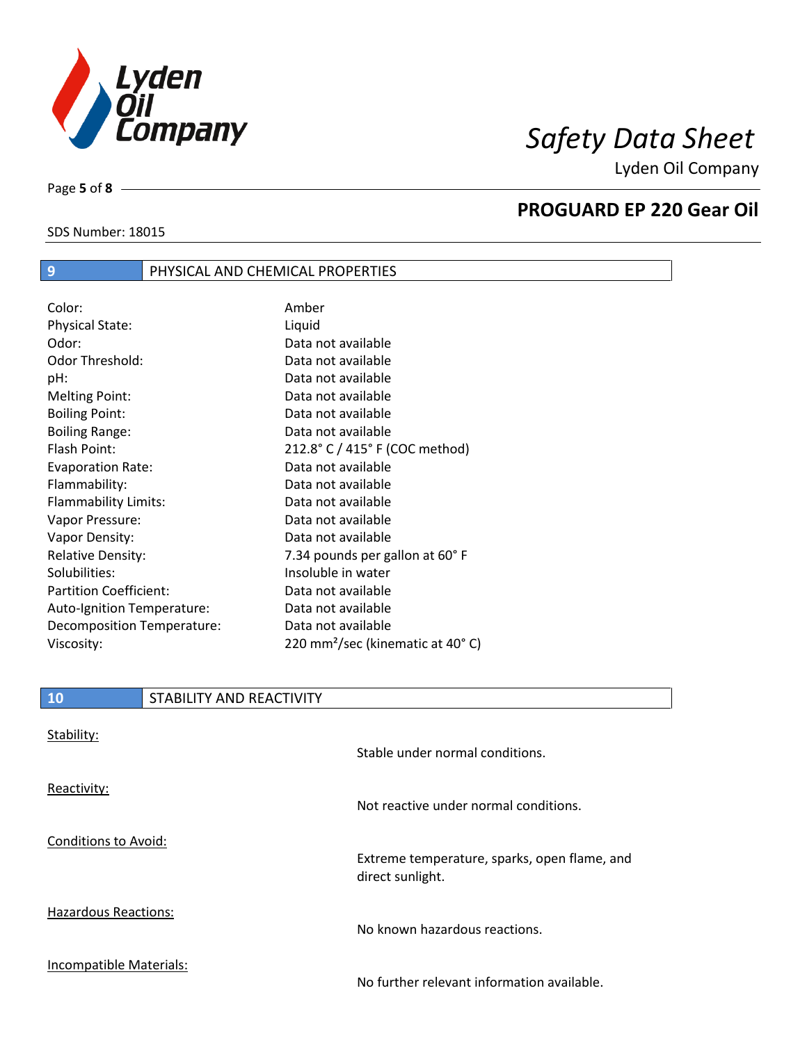## PROGUARD EP 220 Gear Oil

SDS Number: 18015

## 9 PHYSICAL AND CHEMICAL PROPERTIES

| | |
|---|---|
| Color: | Amber |
| Physical State: | Liquid |
| Odor: | Data not available |
| Odor Threshold: | Data not available |
| pH: | Data not available |
| Melting Point: | Data not available |
| Boiling Point: | Data not available |
| Boiling Range: | Data not available |
| Flash Point: | 212.8° C / 415° F (COC method) |
| Evaporation Rate: | Data not available |
| Flammability: | Data not available |
| Flammability Limits: | Data not available |
| Vapor Pressure: | Data not available |
| Vapor Density: | Data not available |
| Relative Density: | 7.34 pounds per gallon at 60° F |
| Solubilities: | Insoluble in water |
| Partition Coefficient: | Data not available |
| Auto-Ignition Temperature: | Data not available |
| Decomposition Temperature: | Data not available |
| Viscosity: | 220 mm²/sec (kinematic at 40° C) |

## 10 STABILITY AND REACTIVITY

Stability:

Stable under normal conditions.

Reactivity:

Not reactive under normal conditions.

Conditions to Avoid:

Extreme temperature, sparks, open flame, and direct sunlight.

Hazardous Reactions:

No known hazardous reactions.

Incompatible Materials:

No further relevant information available.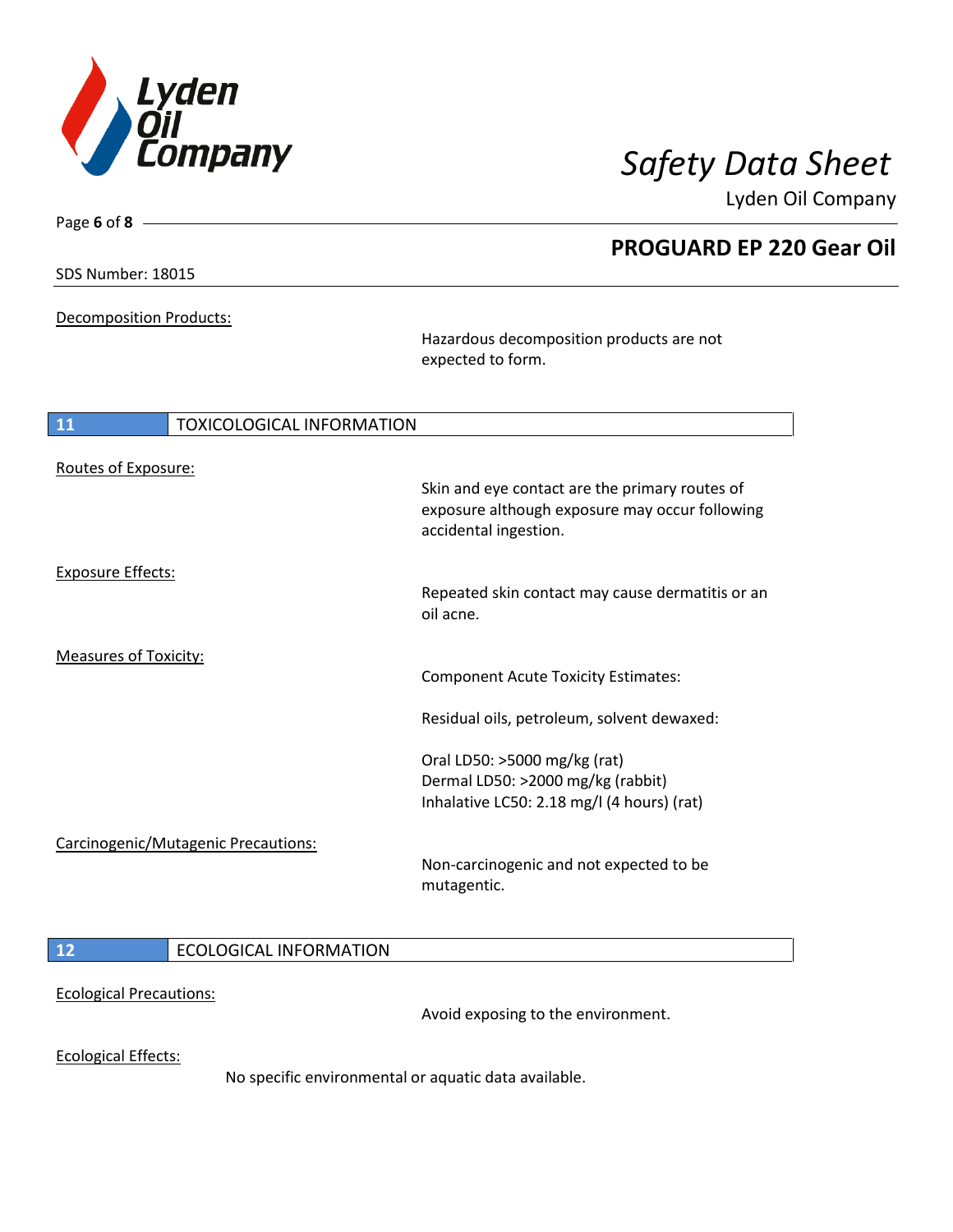Decomposition Products:

Hazardous decomposition products are not expected to form.

## 11 TOXICOLOGICAL INFORMATION

Routes of Exposure:

Skin and eye contact are the primary routes of exposure although exposure may occur following accidental ingestion.

Exposure Effects:

Repeated skin contact may cause dermatitis or an oil acne.

Measures of Toxicity:

Component Acute Toxicity Estimates:

Residual oils, petroleum, solvent dewaxed:

Oral LD50: >5000 mg/kg (rat)
Dermal LD50: >2000 mg/kg (rabbit)
Inhalative LC50: 2.18 mg/l (4 hours) (rat)

Carcinogenic/Mutagenic Precautions:

Non-carcinogenic and not expected to be mutagentic.

## 12 ECOLOGICAL INFORMATION

Ecological Precautions:

Avoid exposing to the environment.

Ecological Effects:

No specific environmental or aquatic data available.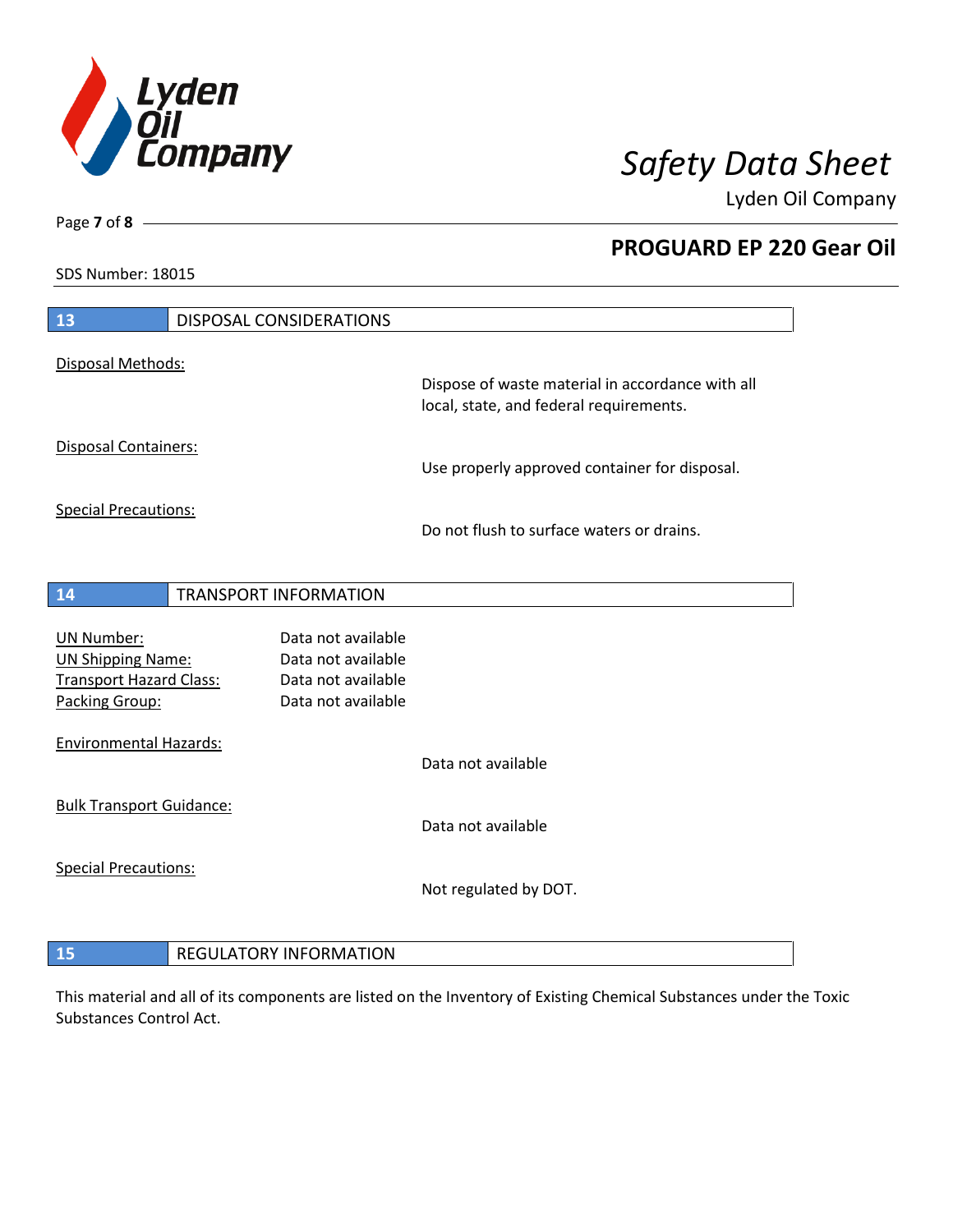## 13 DISPOSAL CONSIDERATIONS

Disposal Methods:

Dispose of waste material in accordance with all local, state, and federal requirements.

Disposal Containers:

Use properly approved container for disposal.

Special Precautions:

Do not flush to surface waters or drains.

## 14 TRANSPORT INFORMATION

| | |
|---|---|
| UN Number: | Data not available |
| UN Shipping Name: | Data not available |
| Transport Hazard Class: | Data not available |
| Packing Group: | Data not available |

Environmental Hazards:

Data not available

Bulk Transport Guidance:

Data not available

Special Precautions:

Not regulated by DOT.

## 15 REGULATORY INFORMATION

This material and all of its components are listed on the Inventory of Existing Chemical Substances under the Toxic Substances Control Act.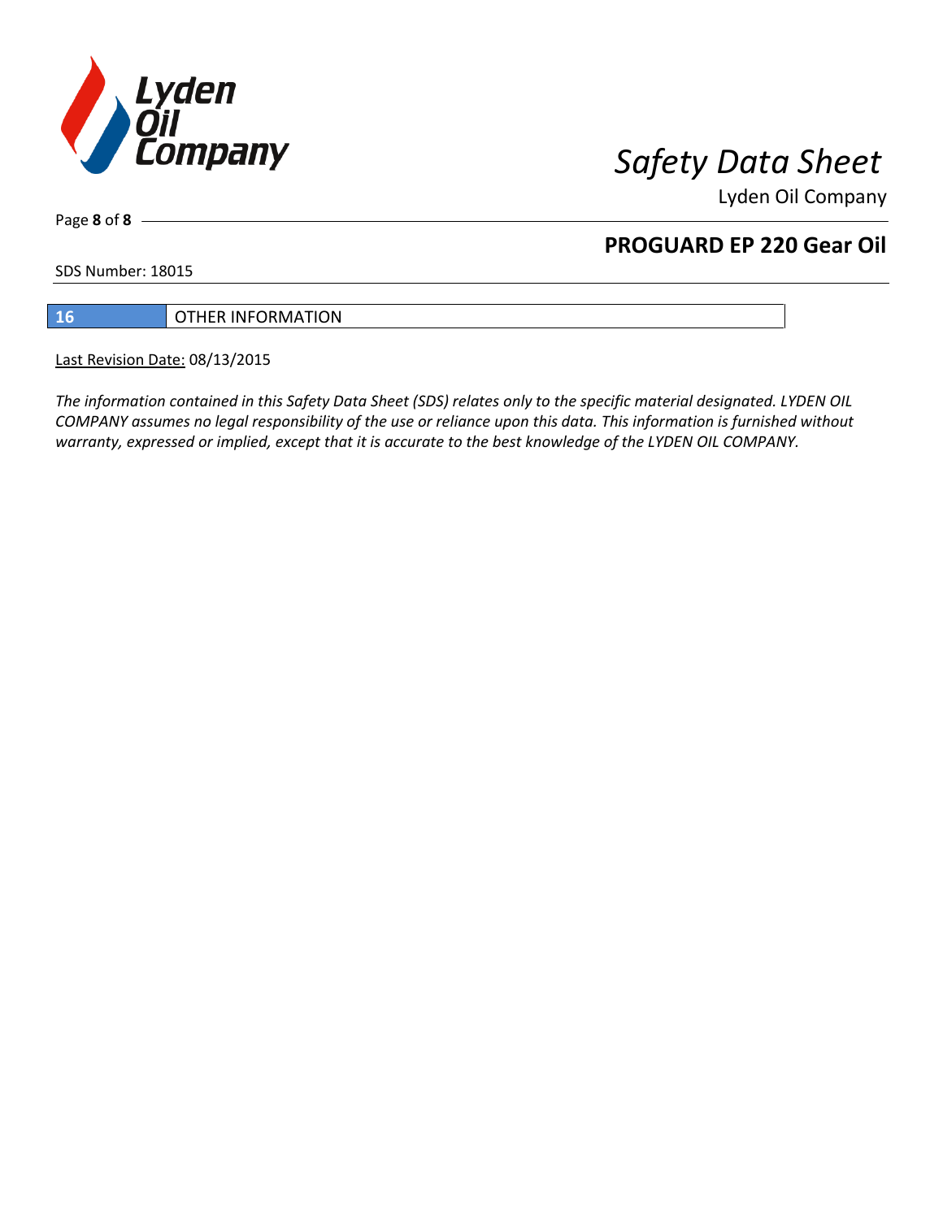## 16 OTHER INFORMATION

Last Revision Date: 08/13/2015

*The information contained in this Safety Data Sheet (SDS) relates only to the specific material designated. LYDEN OIL COMPANY assumes no legal responsibility of the use or reliance upon this data. This information is furnished without warranty, expressed or implied, except that it is accurate to the best knowledge of the LYDEN OIL COMPANY.*